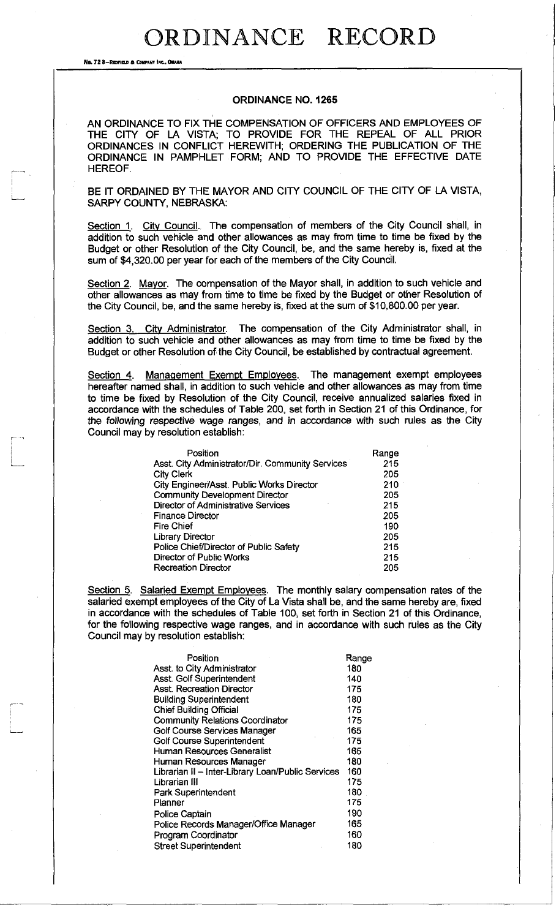# ORDINANCE RECORD

No. 72 8—REDFIELD & COMPANY INC., OMAHA

## ORDINANCE NO. 1265

AN ORDINANCE TO FIX THE COMPENSATION OF OFFICERS AND EMPLOYEES OF THE CITY OF LA VISTA; TO PROVIDE FOR THE REPEAL OF ALL PRIOR ORDINANCES IN CONFLICT HEREWITH; ORDERING THE PUBLICATION OF THE ORDINANCE IN PAMPHLET FORM; AND TO PROVIDE THE EFFECTIVE DATE HEREOF.

BE IT ORDAINED BY THE MAYOR AND CITY COUNCIL OF THE CITY OF LA VISTA, SARPY COUNTY, NEBRASKA:

Section 1. City Council. The compensation of members of the City Council shall, in addition to such vehicle and other allowances as may from time to time be fixed by the Budget or other Resolution of the City Council, be, and the same hereby is, fixed at the sum of $4,320.00 per year for each of the members of the City Council.

Section 2. Mayor. The compensation of the Mayor shall, in addition to such vehicle and other allowances as may from time to time be fixed by the Budget or other Resolution of the City Council, be, and the same hereby is, fixed at the sum of $10,800.00 per year.

Section 3. City Administrator. The compensation of the City Administrator shall, in addition to such vehicle and other allowances as may from time to time be fixed by the Budget or other Resolution of the City Council, be established by contractual agreement.

Section 4. Management Exempt Employees. The management exempt employees hereafter named shall, in addition to such vehicle and other allowances as may from time to time be fixed by Resolution of the City Council, receive annualized salaries fixed in accordance with the schedules of Table 200, set forth in Section 21 of this Ordinance, for the following respective wage ranges, and in accordance with such rules as the City Council may by resolution establish:

| Position | Range |
|---|---|
| Asst. City Administrator/Dir. Community Services | 215 |
| City Clerk | 205 |
| City Engineer/Asst. Public Works Director | 210 |
| Community Development Director | 205 |
| Director of Administrative Services | 215 |
| Finance Director | 205 |
| Fire Chief | 190 |
| Library Director | 205 |
| Police Chief/Director of Public Safety | 215 |
| Director of Public Works | 215 |
| Recreation Director | 205 |

Section 5. Salaried Exempt Employees. The monthly salary compensation rates of the salaried exempt employees of the City of La Vista shall be, and the same hereby are, fixed in accordance with the schedules of Table 100, set forth in Section 21 of this Ordinance, for the following respective wage ranges, and in accordance with such rules as the City Council may by resolution establish:

| Position | Range |
|---|---|
| Asst. to City Administrator | 180 |
| Asst. Golf Superintendent | 140 |
| Asst. Recreation Director | 175 |
| Building Superintendent | 180 |
| Chief Building Official | 175 |
| Community Relations Coordinator | 175 |
| Golf Course Services Manager | 165 |
| Golf Course Superintendent | 175 |
| Human Resources Generalist | 165 |
| Human Resources Manager | 180 |
| Librarian II – Inter-Library Loan/Public Services | 160 |
| Librarian III | 175 |
| Park Superintendent | 180 |
| Planner | 175 |
| Police Captain | 190 |
| Police Records Manager/Office Manager | 165 |
| Program Coordinator | 160 |
| Street Superintendent | 180 |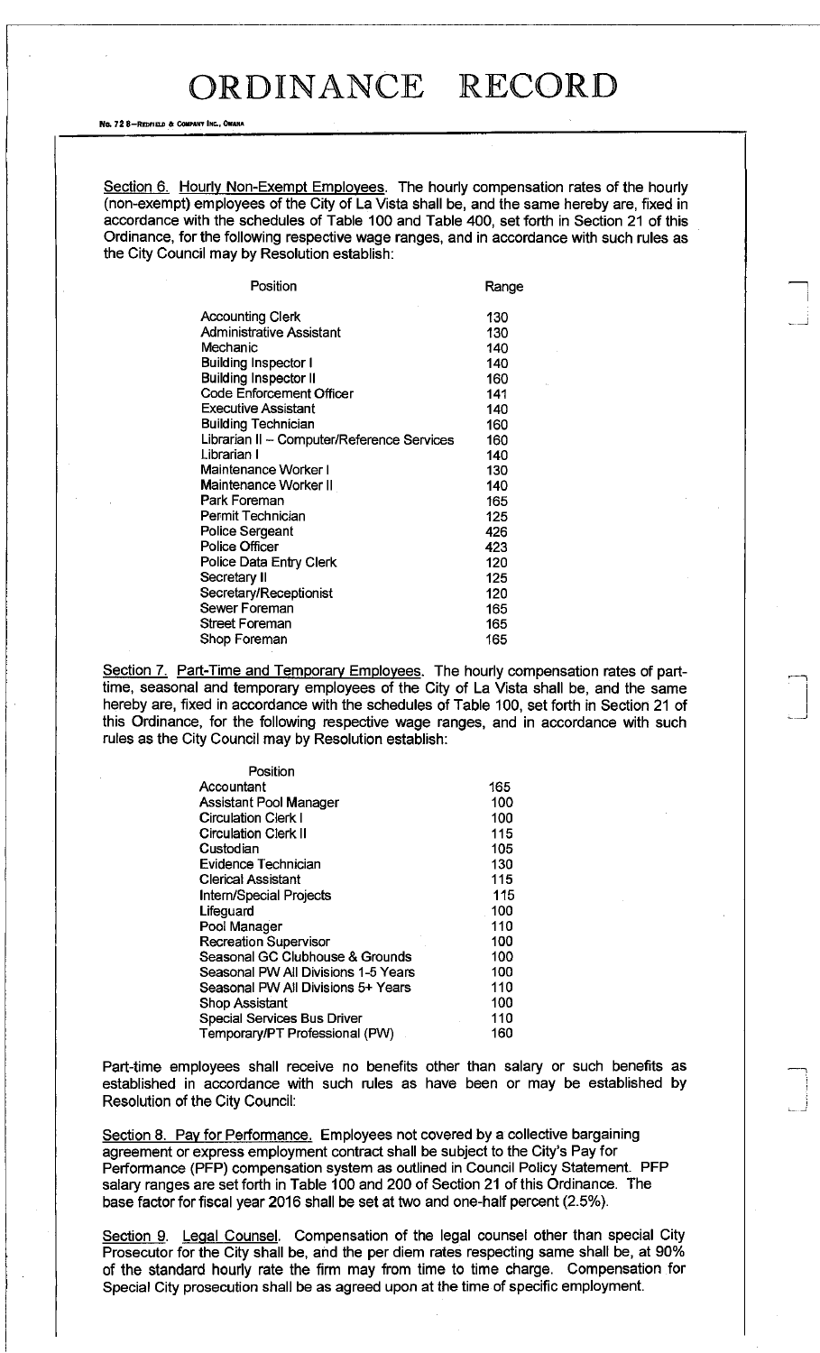Section 6. Hourly Non-Exempt Employees. The hourly compensation rates of the hourly (non-exempt) employees of the City of La Vista shall be, and the same hereby are, fixed in accordance with the schedules of Table 100 and Table 400, set forth in Section 21 of this Ordinance, for the following respective wage ranges, and in accordance with such rules as the City Council may by Resolution establish:

| Position | Range |
|---|---|
| Accounting Clerk | 130 |
| Administrative Assistant | 130 |
| Mechanic | 140 |
| Building Inspector I | 140 |
| Building Inspector II | 160 |
| Code Enforcement Officer | 141 |
| Executive Assistant | 140 |
| Building Technician | 160 |
| Librarian II – Computer/Reference Services | 160 |
| Librarian I | 140 |
| Maintenance Worker I | 130 |
| Maintenance Worker II | 140 |
| Park Foreman | 165 |
| Permit Technician | 125 |
| Police Sergeant | 426 |
| Police Officer | 423 |
| Police Data Entry Clerk | 120 |
| Secretary II | 125 |
| Secretary/Receptionist | 120 |
| Sewer Foreman | 165 |
| Street Foreman | 165 |
| Shop Foreman | 165 |

Section 7. Part-Time and Temporary Employees. The hourly compensation rates of part-time, seasonal and temporary employees of the City of La Vista shall be, and the same hereby are, fixed in accordance with the schedules of Table 100, set forth in Section 21 of this Ordinance, for the following respective wage ranges, and in accordance with such rules as the City Council may by Resolution establish:

| Position | |
|---|---|
| Accountant | 165 |
| Assistant Pool Manager | 100 |
| Circulation Clerk I | 100 |
| Circulation Clerk II | 115 |
| Custodian | 105 |
| Evidence Technician | 130 |
| Clerical Assistant | 115 |
| Intern/Special Projects | 115 |
| Lifeguard | 100 |
| Pool Manager | 110 |
| Recreation Supervisor | 100 |
| Seasonal GC Clubhouse & Grounds | 100 |
| Seasonal PW All Divisions 1-5 Years | 100 |
| Seasonal PW All Divisions 5+ Years | 110 |
| Shop Assistant | 100 |
| Special Services Bus Driver | 110 |
| Temporary/PT Professional (PW) | 160 |

Part-time employees shall receive no benefits other than salary or such benefits as established in accordance with such rules as have been or may be established by Resolution of the City Council:

Section 8. Pay for Performance. Employees not covered by a collective bargaining agreement or express employment contract shall be subject to the City's Pay for Performance (PFP) compensation system as outlined in Council Policy Statement. PFP salary ranges are set forth in Table 100 and 200 of Section 21 of this Ordinance. The base factor for fiscal year 2016 shall be set at two and one-half percent (2.5%).

Section 9. Legal Counsel. Compensation of the legal counsel other than special City Prosecutor for the City shall be, and the per diem rates respecting same shall be, at 90% of the standard hourly rate the firm may from time to time charge. Compensation for Special City prosecution shall be as agreed upon at the time of specific employment.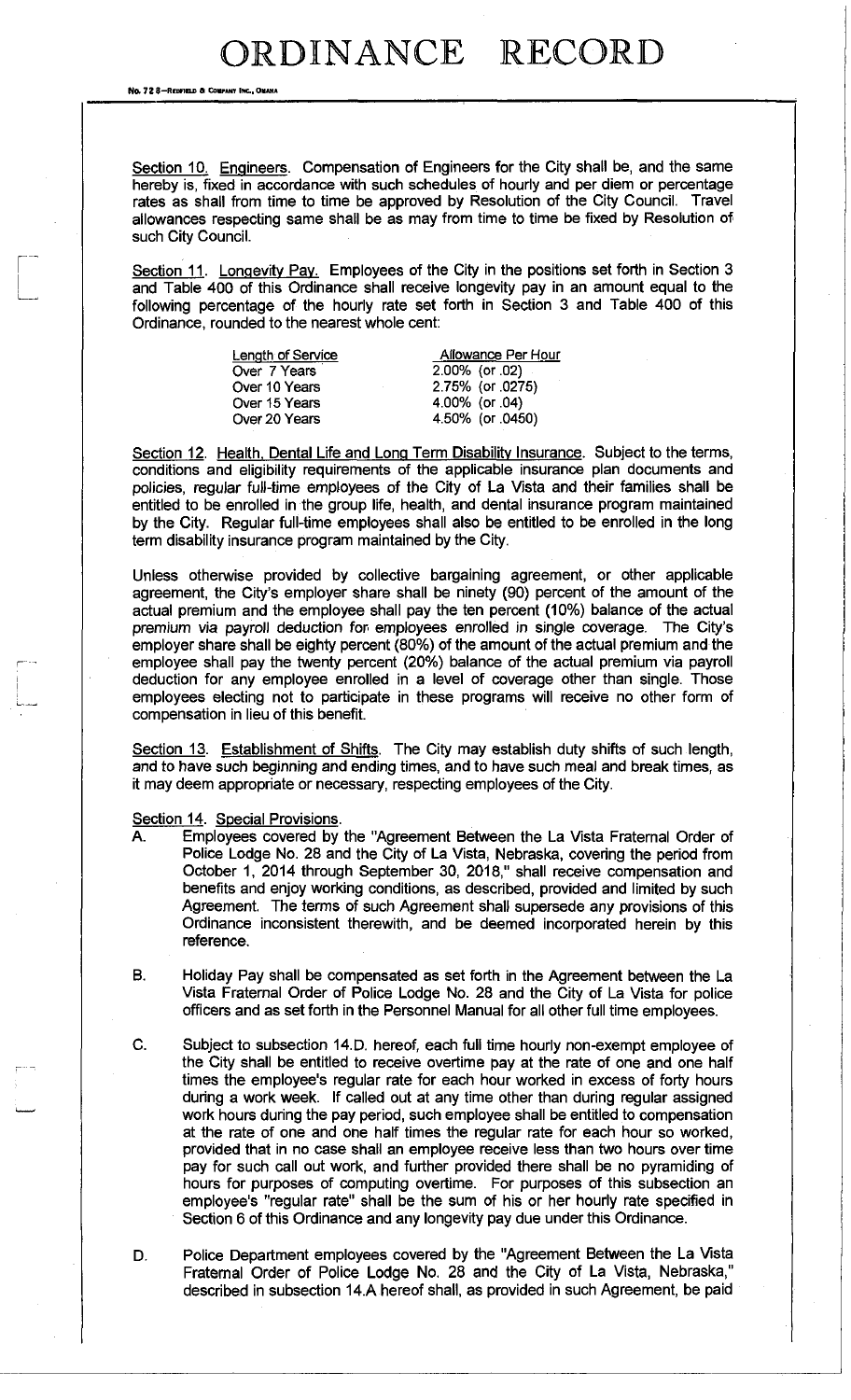Section 10. Engineers. Compensation of Engineers for the City shall be, and the same hereby is, fixed in accordance with such schedules of hourly and per diem or percentage rates as shall from time to time be approved by Resolution of the City Council. Travel allowances respecting same shall be as may from time to time be fixed by Resolution of such City Council.

Section 11. Longevity Pay. Employees of the City in the positions set forth in Section 3 and Table 400 of this Ordinance shall receive longevity pay in an amount equal to the following percentage of the hourly rate set forth in Section 3 and Table 400 of this Ordinance, rounded to the nearest whole cent:

| Length of Service | Allowance Per Hour |
|---|---|
| Over 7 Years | 2.00% (or .02) |
| Over 10 Years | 2.75% (or .0275) |
| Over 15 Years | 4.00% (or .04) |
| Over 20 Years | 4.50% (or .0450) |

Section 12. Health, Dental Life and Long Term Disability Insurance. Subject to the terms, conditions and eligibility requirements of the applicable insurance plan documents and policies, regular full-time employees of the City of La Vista and their families shall be entitled to be enrolled in the group life, health, and dental insurance program maintained by the City. Regular full-time employees shall also be entitled to be enrolled in the long term disability insurance program maintained by the City.

Unless otherwise provided by collective bargaining agreement, or other applicable agreement, the City's employer share shall be ninety (90) percent of the amount of the actual premium and the employee shall pay the ten percent (10%) balance of the actual premium via payroll deduction for employees enrolled in single coverage. The City's employer share shall be eighty percent (80%) of the amount of the actual premium and the employee shall pay the twenty percent (20%) balance of the actual premium via payroll deduction for any employee enrolled in a level of coverage other than single. Those employees electing not to participate in these programs will receive no other form of compensation in lieu of this benefit.

Section 13. Establishment of Shifts. The City may establish duty shifts of such length, and to have such beginning and ending times, and to have such meal and break times, as it may deem appropriate or necessary, respecting employees of the City.

Section 14. Special Provisions.

A. Employees covered by the "Agreement Between the La Vista Fraternal Order of Police Lodge No. 28 and the City of La Vista, Nebraska, covering the period from October 1, 2014 through September 30, 2018," shall receive compensation and benefits and enjoy working conditions, as described, provided and limited by such Agreement. The terms of such Agreement shall supersede any provisions of this Ordinance inconsistent therewith, and be deemed incorporated herein by this reference.

B. Holiday Pay shall be compensated as set forth in the Agreement between the La Vista Fraternal Order of Police Lodge No. 28 and the City of La Vista for police officers and as set forth in the Personnel Manual for all other full time employees.

C. Subject to subsection 14.D. hereof, each full time hourly non-exempt employee of the City shall be entitled to receive overtime pay at the rate of one and one half times the employee's regular rate for each hour worked in excess of forty hours during a work week. If called out at any time other than during regular assigned work hours during the pay period, such employee shall be entitled to compensation at the rate of one and one half times the regular rate for each hour so worked, provided that in no case shall an employee receive less than two hours over time pay for such call out work, and further provided there shall be no pyramiding of hours for purposes of computing overtime. For purposes of this subsection an employee's "regular rate" shall be the sum of his or her hourly rate specified in Section 6 of this Ordinance and any longevity pay due under this Ordinance.

D. Police Department employees covered by the "Agreement Between the La Vista Fraternal Order of Police Lodge No. 28 and the City of La Vista, Nebraska," described in subsection 14.A hereof shall, as provided in such Agreement, be paid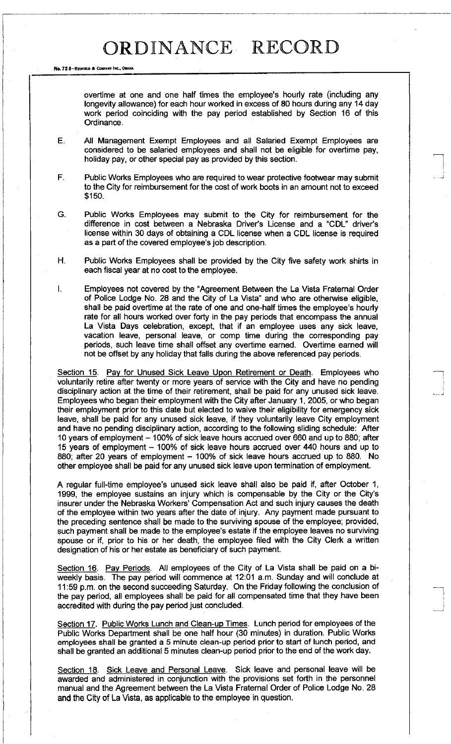overtime at one and one half times the employee's hourly rate (including any longevity allowance) for each hour worked in excess of 80 hours during any 14 day work period coinciding with the pay period established by Section 16 of this Ordinance.

E. All Management Exempt Employees and all Salaried Exempt Employees are considered to be salaried employees and shall not be eligible for overtime pay, holiday pay, or other special pay as provided by this section.

F. Public Works Employees who are required to wear protective footwear may submit to the City for reimbursement for the cost of work boots in an amount not to exceed $150.

G. Public Works Employees may submit to the City for reimbursement for the difference in cost between a Nebraska Driver's License and a "CDL" driver's license within 30 days of obtaining a CDL license when a CDL license is required as a part of the covered employee's job description.

H. Public Works Employees shall be provided by the City five safety work shirts in each fiscal year at no cost to the employee.

I. Employees not covered by the "Agreement Between the La Vista Fraternal Order of Police Lodge No. 28 and the City of La Vista" and who are otherwise eligible, shall be paid overtime at the rate of one and one-half times the employee's hourly rate for all hours worked over forty in the pay periods that encompass the annual La Vista Days celebration, except, that if an employee uses any sick leave, vacation leave, personal leave, or comp time during the corresponding pay periods, such leave time shall offset any overtime earned. Overtime earned will not be offset by any holiday that falls during the above referenced pay periods.

Section 15. Pay for Unused Sick Leave Upon Retirement or Death. Employees who voluntarily retire after twenty or more years of service with the City and have no pending disciplinary action at the time of their retirement, shall be paid for any unused sick leave. Employees who began their employment with the City after January 1, 2005, or who began their employment prior to this date but elected to waive their eligibility for emergency sick leave, shall be paid for any unused sick leave, if they voluntarily leave City employment and have no pending disciplinary action, according to the following sliding schedule: After 10 years of employment – 100% of sick leave hours accrued over 660 and up to 880; after 15 years of employment – 100% of sick leave hours accrued over 440 hours and up to 880; after 20 years of employment – 100% of sick leave hours accrued up to 880. No other employee shall be paid for any unused sick leave upon termination of employment.

A regular full-time employee's unused sick leave shall also be paid if, after October 1, 1999, the employee sustains an injury which is compensable by the City or the City's insurer under the Nebraska Workers' Compensation Act and such injury causes the death of the employee within two years after the date of injury. Any payment made pursuant to the preceding sentence shall be made to the surviving spouse of the employee; provided, such payment shall be made to the employee's estate if the employee leaves no surviving spouse or if, prior to his or her death, the employee filed with the City Clerk a written designation of his or her estate as beneficiary of such payment.

Section 16. Pay Periods. All employees of the City of La Vista shall be paid on a bi-weekly basis. The pay period will commence at 12:01 a.m. Sunday and will conclude at 11:59 p.m. on the second succeeding Saturday. On the Friday following the conclusion of the pay period, all employees shall be paid for all compensated time that they have been accredited with during the pay period just concluded.

Section 17. Public Works Lunch and Clean-up Times. Lunch period for employees of the Public Works Department shall be one half hour (30 minutes) in duration. Public Works employees shall be granted a 5 minute clean-up period prior to start of lunch period, and shall be granted an additional 5 minutes clean-up period prior to the end of the work day.

Section 18. Sick Leave and Personal Leave. Sick leave and personal leave will be awarded and administered in conjunction with the provisions set forth in the personnel manual and the Agreement between the La Vista Fraternal Order of Police Lodge No. 28 and the City of La Vista, as applicable to the employee in question.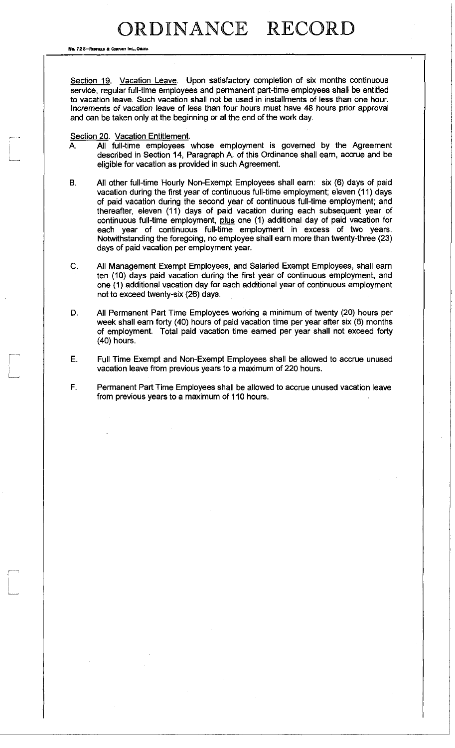Section 19. Vacation Leave. Upon satisfactory completion of six months continuous service, regular full-time employees and permanent part-time employees shall be entitled to vacation leave. Such vacation shall not be used in installments of less than one hour. Increments of vacation leave of less than four hours must have 48 hours prior approval and can be taken only at the beginning or at the end of the work day.

Section 20. Vacation Entitlement.

A. All full-time employees whose employment is governed by the Agreement described in Section 14, Paragraph A. of this Ordinance shall earn, accrue and be eligible for vacation as provided in such Agreement.

B. All other full-time Hourly Non-Exempt Employees shall earn: six (6) days of paid vacation during the first year of continuous full-time employment; eleven (11) days of paid vacation during the second year of continuous full-time employment; and thereafter, eleven (11) days of paid vacation during each subsequent year of continuous full-time employment, plus one (1) additional day of paid vacation for each year of continuous full-time employment in excess of two years. Notwithstanding the foregoing, no employee shall earn more than twenty-three (23) days of paid vacation per employment year.

C. All Management Exempt Employees, and Salaried Exempt Employees, shall earn ten (10) days paid vacation during the first year of continuous employment, and one (1) additional vacation day for each additional year of continuous employment not to exceed twenty-six (26) days.

D. All Permanent Part Time Employees working a minimum of twenty (20) hours per week shall earn forty (40) hours of paid vacation time per year after six (6) months of employment. Total paid vacation time earned per year shall not exceed forty (40) hours.

E. Full Time Exempt and Non-Exempt Employees shall be allowed to accrue unused vacation leave from previous years to a maximum of 220 hours.

F. Permanent Part Time Employees shall be allowed to accrue unused vacation leave from previous years to a maximum of 110 hours.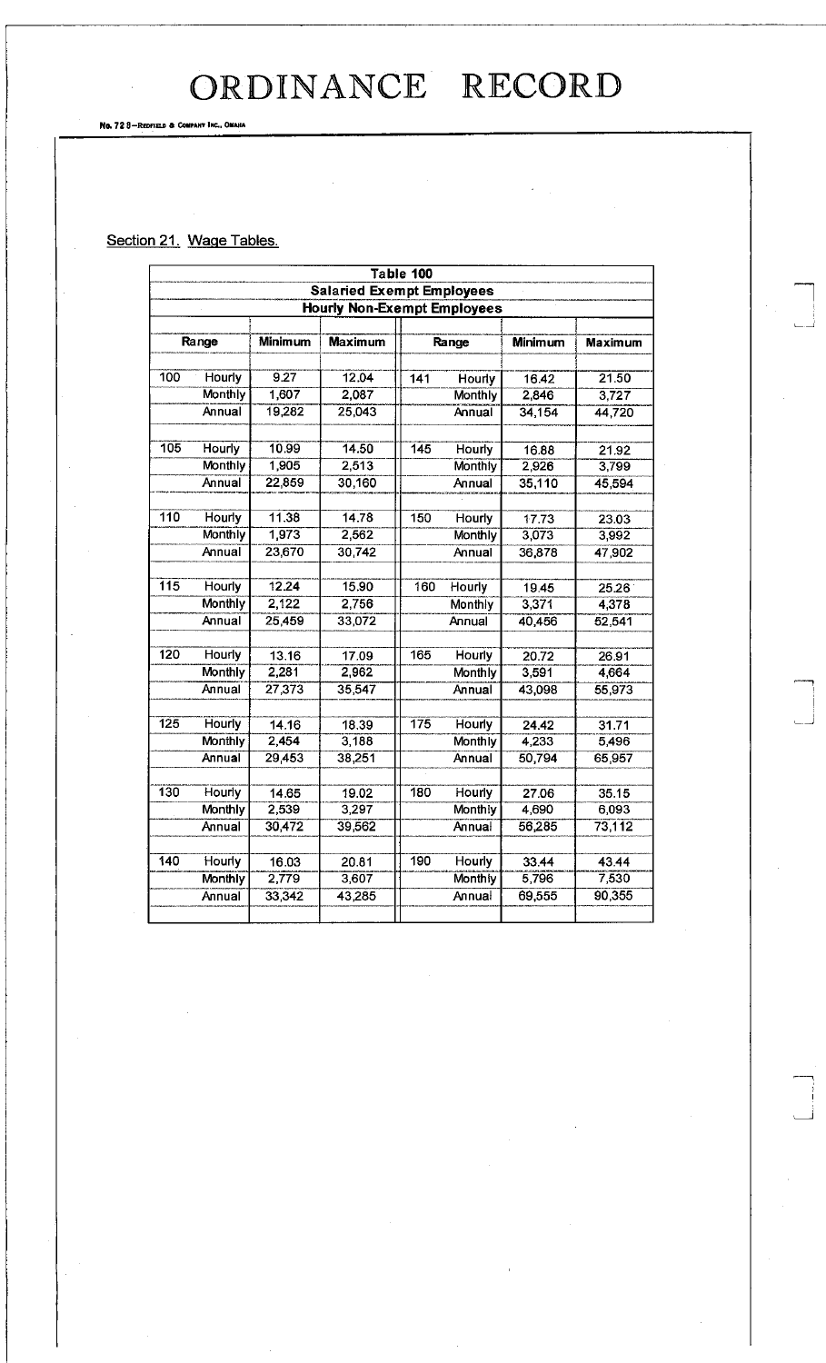# ORDINANCE RECORD

Section 21. Wage Tables.

| Table 100 | | | | | | | | |
|---|---|---|---|---|---|---|---|---|
| **Salaried Exempt Employees** | | | | | | | | |
| **Hourly Non-Exempt Employees** | | | | | | | | |
| **Range** | | **Minimum** | **Maximum** | **Range** | | **Minimum** | **Maximum** |
| 100 | Hourly | 9.27 | 12.04 | 141 | Hourly | 16.42 | 21.50 |
| | Monthly | 1,607 | 2,087 | | Monthly | 2,846 | 3,727 |
| | Annual | 19,282 | 25,043 | | Annual | 34,154 | 44,720 |
| 105 | Hourly | 10.99 | 14.50 | 145 | Hourly | 16.88 | 21.92 |
| | Monthly | 1,905 | 2,513 | | Monthly | 2,926 | 3,799 |
| | Annual | 22,859 | 30,160 | | Annual | 35,110 | 45,594 |
| 110 | Hourly | 11.38 | 14.78 | 150 | Hourly | 17.73 | 23.03 |
| | Monthly | 1,973 | 2,562 | | Monthly | 3,073 | 3,992 |
| | Annual | 23,670 | 30,742 | | Annual | 36,878 | 47,902 |
| 115 | Hourly | 12.24 | 15.90 | 160 | Hourly | 19.45 | 25.26 |
| | Monthly | 2,122 | 2,756 | | Monthly | 3,371 | 4,378 |
| | Annual | 25,459 | 33,072 | | Annual | 40,456 | 52,541 |
| 120 | Hourly | 13.16 | 17.09 | 165 | Hourly | 20.72 | 26.91 |
| | Monthly | 2,281 | 2,962 | | Monthly | 3,591 | 4,664 |
| | Annual | 27,373 | 35,547 | | Annual | 43,098 | 55,973 |
| 125 | Hourly | 14.16 | 18.39 | 175 | Hourly | 24.42 | 31.71 |
| | Monthly | 2,454 | 3,188 | | Monthly | 4,233 | 5,496 |
| | Annual | 29,453 | 38,251 | | Annual | 50,794 | 65,957 |
| 130 | Hourly | 14.65 | 19.02 | 180 | Hourly | 27.06 | 35.15 |
| | Monthly | 2,539 | 3,297 | | Monthly | 4,690 | 6,093 |
| | Annual | 30,472 | 39,562 | | Annual | 56,285 | 73,112 |
| 140 | Hourly | 16.03 | 20.81 | 190 | Hourly | 33.44 | 43.44 |
| | Monthly | 2,779 | 3,607 | | Monthly | 5,796 | 7,530 |
| | Annual | 33,342 | 43,285 | | Annual | 69,555 | 90,355 |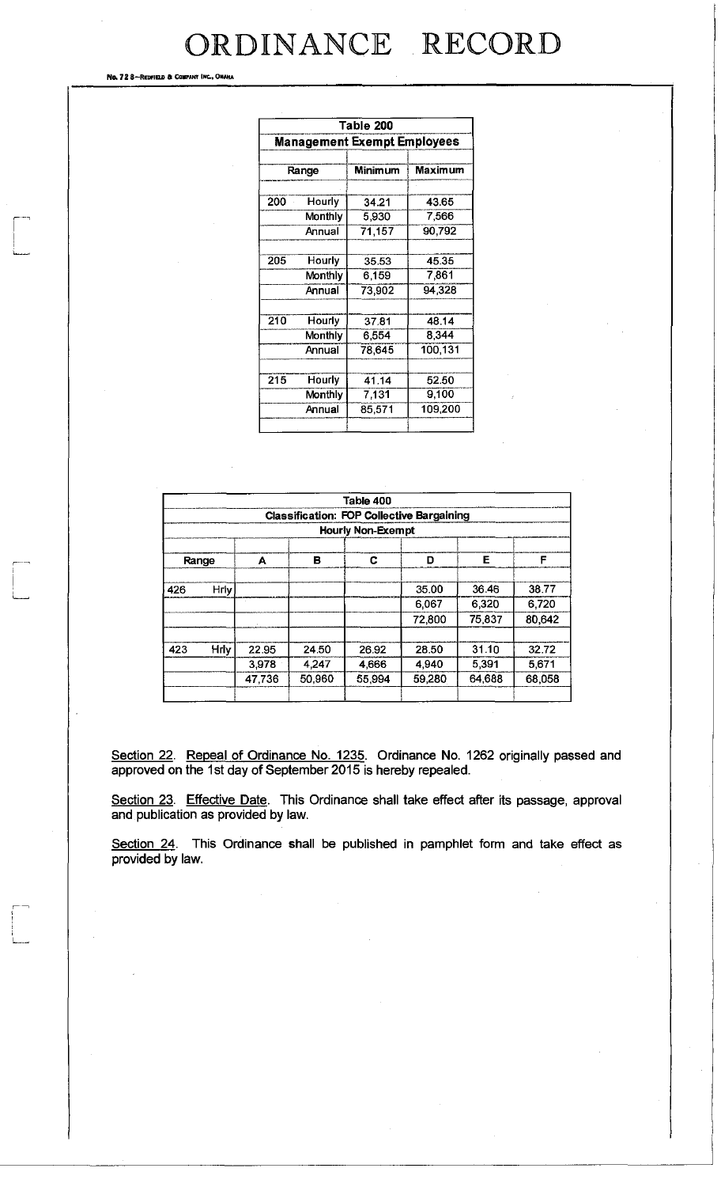| Table 200 | | | |
|---|---|---|---|
| **Management Exempt Employees** | | | |
| Range | | Minimum | Maximum |
| 200 | Hourly | 34.21 | 43.65 |
| | Monthly | 5,930 | 7,566 |
| | Annual | 71,157 | 90,792 |
| 205 | Hourly | 35.53 | 45.35 |
| | Monthly | 6,159 | 7,861 |
| | Annual | 73,902 | 94,328 |
| 210 | Hourly | 37.81 | 48.14 |
| | Monthly | 6,554 | 8,344 |
| | Annual | 78,645 | 100,131 |
| 215 | Hourly | 41.14 | 52.50 |
| | Monthly | 7,131 | 9,100 |
| | Annual | 85,571 | 109,200 |

| Table 400 | | | | | | | |
|---|---|---|---|---|---|---|---|
| **Classification: FOP Collective Bargaining** | | | | | | | |
| **Hourly Non-Exempt** | | | | | | | |
| Range | | A | B | C | D | E | F |
| 426 | Hrly | | | | 35.00 | 36.46 | 38.77 |
| | | | | | 6,067 | 6,320 | 6,720 |
| | | | | | 72,800 | 75,837 | 80,642 |
| 423 | Hrly | 22.95 | 24.50 | 26.92 | 28.50 | 31.10 | 32.72 |
| | | 3,978 | 4,247 | 4,666 | 4,940 | 5,391 | 5,671 |
| | | 47,736 | 50,960 | 55,994 | 59,280 | 64,688 | 68,058 |

Section 22. Repeal of Ordinance No. 1235. Ordinance No. 1262 originally passed and approved on the 1st day of September 2015 is hereby repealed.

Section 23. Effective Date. This Ordinance shall take effect after its passage, approval and publication as provided by law.

Section 24. This Ordinance shall be published in pamphlet form and take effect as provided by law.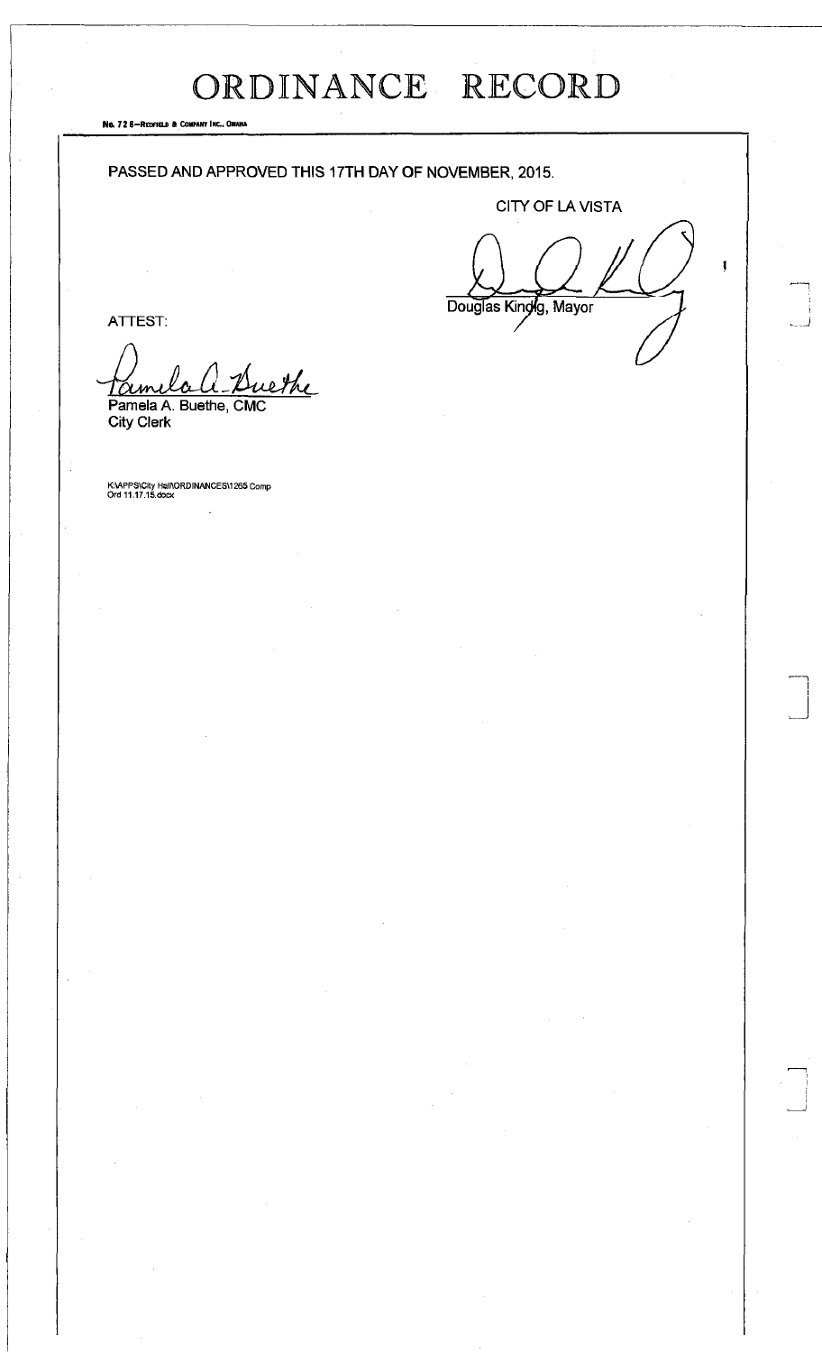# ORDINANCE RECORD

No. 72 8—REDFIELD & COMPANY INC., OMAHA

PASSED AND APPROVED THIS 17TH DAY OF NOVEMBER, 2015.

CITY OF LA VISTA

Douglas Kindig, Mayor

ATTEST:

Pamela A. Buethe, CMC
City Clerk

K:\APPS\City Hall\ORDINANCES\1265 Comp Ord 11.17.15.docx